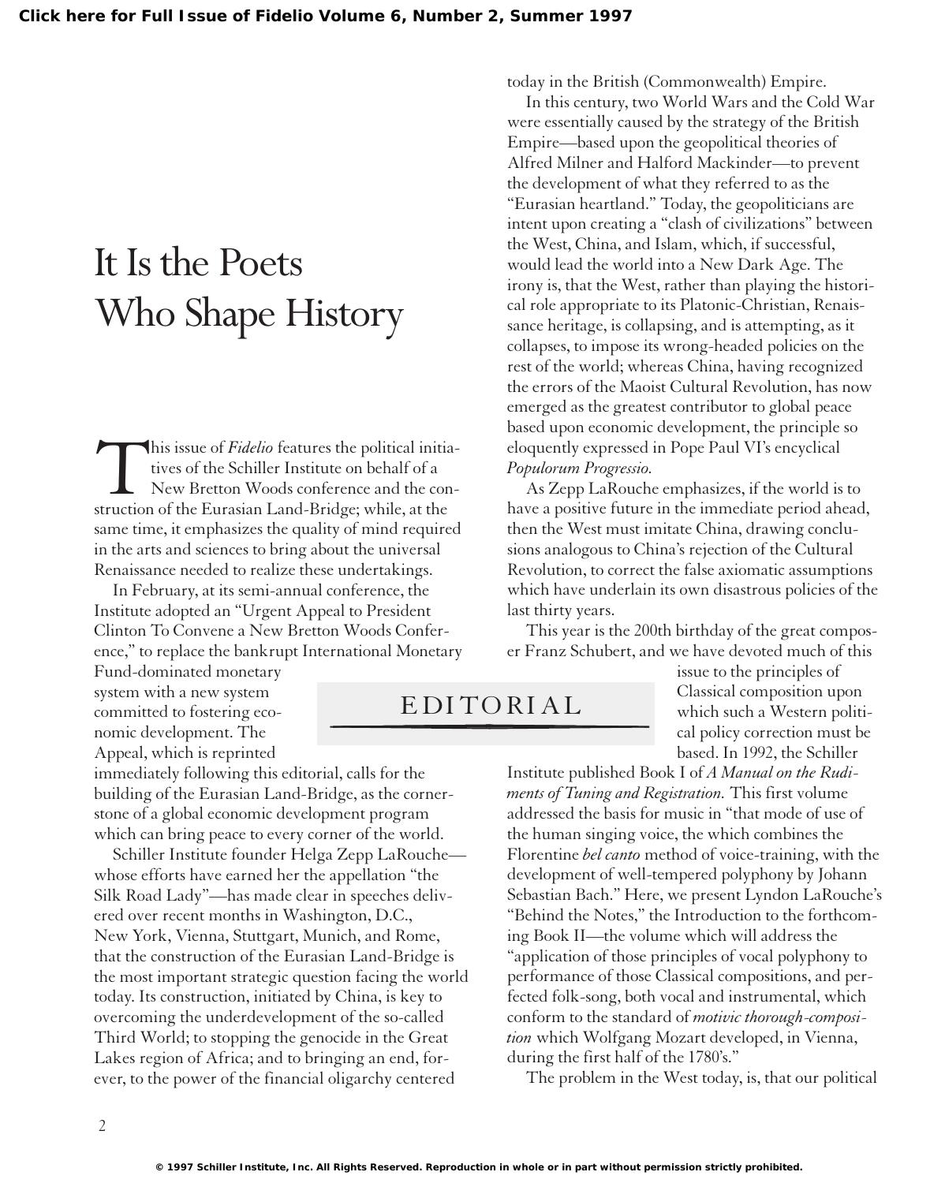# It Is the Poets Who Shape History

## EDITORIAL

This issue of *Fidelio* features the political initiatives of the Schiller Institute on behalf of a New Bretton Woods conference and the construction of the Eurasian Land-Bridge; while, at the same time, it emphasizes the quality of mind required in the arts and sciences to bring about the universal Renaissance needed to realize these undertakings.

In February, at its semi-annual conference, the Institute adopted an "Urgent Appeal to President Clinton To Convene a New Bretton Woods Conference," to replace the bankrupt International Monetary Fund-dominated monetary system with a new system committed to fostering economic development. The Appeal, which is reprinted immediately following this editorial, calls for the building of the Eurasian Land-Bridge, as the cornerstone of a global economic development program which can bring peace to every corner of the world.

Schiller Institute founder Helga Zepp LaRouche—whose efforts have earned her the appellation "the Silk Road Lady"—has made clear in speeches delivered over recent months in Washington, D.C., New York, Vienna, Stuttgart, Munich, and Rome, that the construction of the Eurasian Land-Bridge is the most important strategic question facing the world today. Its construction, initiated by China, is key to overcoming the underdevelopment of the so-called Third World; to stopping the genocide in the Great Lakes region of Africa; and to bringing an end, forever, to the power of the financial oligarchy centered today in the British (Commonwealth) Empire.

In this century, two World Wars and the Cold War were essentially caused by the strategy of the British Empire—based upon the geopolitical theories of Alfred Milner and Halford Mackinder—to prevent the development of what they referred to as the "Eurasian heartland." Today, the geopoliticians are intent upon creating a "clash of civilizations" between the West, China, and Islam, which, if successful, would lead the world into a New Dark Age. The irony is, that the West, rather than playing the historical role appropriate to its Platonic-Christian, Renaissance heritage, is collapsing, and is attempting, as it collapses, to impose its wrong-headed policies on the rest of the world; whereas China, having recognized the errors of the Maoist Cultural Revolution, has now emerged as the greatest contributor to global peace based upon economic development, the principle so eloquently expressed in Pope Paul VI's encyclical *Populorum Progressio.*

As Zepp LaRouche emphasizes, if the world is to have a positive future in the immediate period ahead, then the West must imitate China, drawing conclusions analogous to China's rejection of the Cultural Revolution, to correct the false axiomatic assumptions which have underlain its own disastrous policies of the last thirty years.

This year is the 200th birthday of the great composer Franz Schubert, and we have devoted much of this issue to the principles of Classical composition upon which such a Western political policy correction must be based. In 1992, the Schiller Institute published Book I of *A Manual on the Rudiments of Tuning and Registration.* This first volume addressed the basis for music in "that mode of use of the human singing voice, the which combines the Florentine *bel canto* method of voice-training, with the development of well-tempered polyphony by Johann Sebastian Bach." Here, we present Lyndon LaRouche's "Behind the Notes," the Introduction to the forthcoming Book II—the volume which will address the "application of those principles of vocal polyphony to performance of those Classical compositions, and perfected folk-song, both vocal and instrumental, which conform to the standard of *motivic thorough-composition* which Wolfgang Mozart developed, in Vienna, during the first half of the 1780's."

The problem in the West today, is, that our political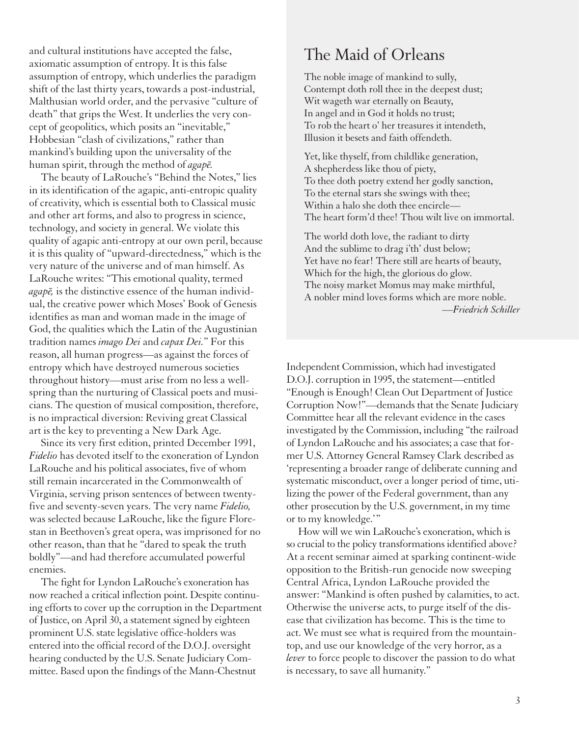and cultural institutions have accepted the false, axiomatic assumption of entropy. It is this false assumption of entropy, which underlies the paradigm shift of the last thirty years, towards a post-industrial, Malthusian world order, and the pervasive "culture of death" that grips the West. It underlies the very concept of geopolitics, which posits an "inevitable," Hobbesian "clash of civilizations," rather than mankind's building upon the universality of the human spirit, through the method of *agapē.*

The beauty of LaRouche's "Behind the Notes," lies in its identification of the agapic, anti-entropic quality of creativity, which is essential both to Classical music and other art forms, and also to progress in science, technology, and society in general. We violate this quality of agapic anti-entropy at our own peril, because it is this quality of "upward-directedness," which is the very nature of the universe and of man himself. As LaRouche writes: "This emotional quality, termed *agapē,* is the distinctive essence of the human individual, the creative power which Moses' Book of Genesis identifies as man and woman made in the image of God, the qualities which the Latin of the Augustinian tradition names *imago Dei* and *capax Dei.*" For this reason, all human progress—as against the forces of entropy which have destroyed numerous societies throughout history—must arise from no less a wellspring than the nurturing of Classical poets and musicians. The question of musical composition, therefore, is no impractical diversion: Reviving great Classical art is the key to preventing a New Dark Age.

Since its very first edition, printed December 1991, *Fidelio* has devoted itself to the exoneration of Lyndon LaRouche and his political associates, five of whom still remain incarcerated in the Commonwealth of Virginia, serving prison sentences of between twenty-five and seventy-seven years. The very name *Fidelio,* was selected because LaRouche, like the figure Florestan in Beethoven's great opera, was imprisoned for no other reason, than that he "dared to speak the truth boldly"—and had therefore accumulated powerful enemies.

The fight for Lyndon LaRouche's exoneration has now reached a critical inflection point. Despite continuing efforts to cover up the corruption in the Department of Justice, on April 30, a statement signed by eighteen prominent U.S. state legislative office-holders was entered into the official record of the D.O.J. oversight hearing conducted by the U.S. Senate Judiciary Committee. Based upon the findings of the Mann-Chestnut Independent Commission, which had investigated D.O.J. corruption in 1995, the statement—entitled "Enough is Enough! Clean Out Department of Justice Corruption Now!"—demands that the Senate Judiciary Committee hear all the relevant evidence in the cases investigated by the Commission, including "the railroad of Lyndon LaRouche and his associates; a case that former U.S. Attorney General Ramsey Clark described as 'representing a broader range of deliberate cunning and systematic misconduct, over a longer period of time, utilizing the power of the Federal government, than any other prosecution by the U.S. government, in my time or to my knowledge.'"

How will we win LaRouche's exoneration, which is so crucial to the policy transformations identified above? At a recent seminar aimed at sparking continent-wide opposition to the British-run genocide now sweeping Central Africa, Lyndon LaRouche provided the answer: "Mankind is often pushed by calamities, to act. Otherwise the universe acts, to purge itself of the disease that civilization has become. This is the time to act. We must see what is required from the mountaintop, and use our knowledge of the very horror, as a *lever* to force people to discover the passion to do what is necessary, to save all humanity."

## The Maid of Orleans

The noble image of mankind to sully,
Contempt doth roll thee in the deepest dust;
Wit wageth war eternally on Beauty,
In angel and in God it holds no trust;
To rob the heart o' her treasures it intendeth,
Illusion it besets and faith offendeth.

Yet, like thyself, from childlike generation,
A shepherdess like thou of piety,
To thee doth poetry extend her godly sanction,
To the eternal stars she swings with thee;
Within a halo she doth thee encircle—
The heart form'd thee! Thou wilt live on immortal.

The world doth love, the radiant to dirty
And the sublime to drag i'th' dust below;
Yet have no fear! There still are hearts of beauty,
Which for the high, the glorious do glow.
The noisy market Momus may make mirthful,
A nobler mind loves forms which are more noble.

—*Friedrich Schiller*